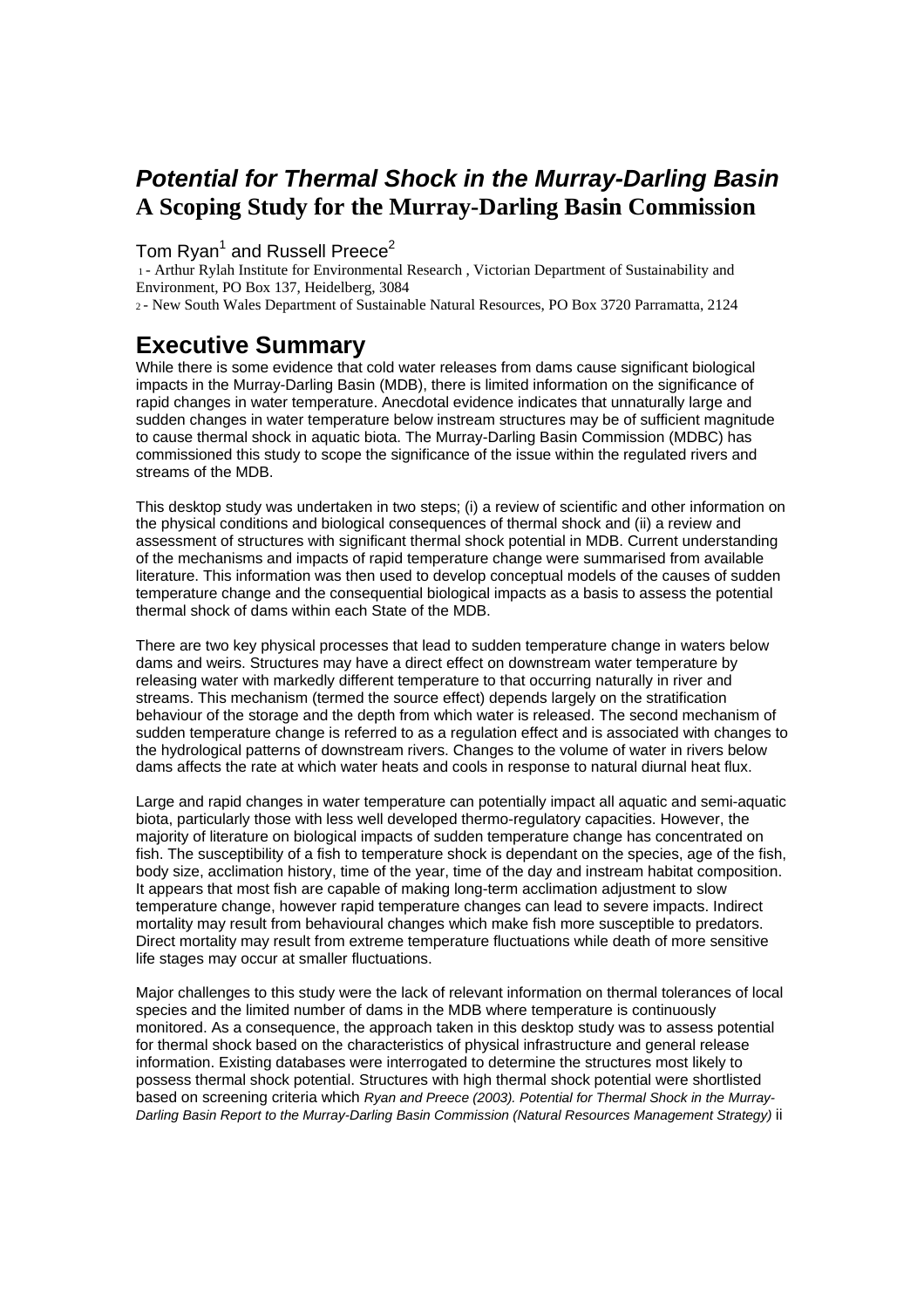# *Potential for Thermal Shock in the Murray-Darling Basin*

**A Scoping Study for the Murray-Darling Basin Commission**

Tom Ryan[1] and Russell Preece[2]

1 - Arthur Rylah Institute for Environmental Research , Victorian Department of Sustainability and Environment, PO Box 137, Heidelberg, 3084

2 - New South Wales Department of Sustainable Natural Resources, PO Box 3720 Parramatta, 2124

## Executive Summary

While there is some evidence that cold water releases from dams cause significant biological impacts in the Murray-Darling Basin (MDB), there is limited information on the significance of rapid changes in water temperature. Anecdotal evidence indicates that unnaturally large and sudden changes in water temperature below instream structures may be of sufficient magnitude to cause thermal shock in aquatic biota. The Murray-Darling Basin Commission (MDBC) has commissioned this study to scope the significance of the issue within the regulated rivers and streams of the MDB.

This desktop study was undertaken in two steps; (i) a review of scientific and other information on the physical conditions and biological consequences of thermal shock and (ii) a review and assessment of structures with significant thermal shock potential in MDB. Current understanding of the mechanisms and impacts of rapid temperature change were summarised from available literature. This information was then used to develop conceptual models of the causes of sudden temperature change and the consequential biological impacts as a basis to assess the potential thermal shock of dams within each State of the MDB.

There are two key physical processes that lead to sudden temperature change in waters below dams and weirs. Structures may have a direct effect on downstream water temperature by releasing water with markedly different temperature to that occurring naturally in river and streams. This mechanism (termed the source effect) depends largely on the stratification behaviour of the storage and the depth from which water is released. The second mechanism of sudden temperature change is referred to as a regulation effect and is associated with changes to the hydrological patterns of downstream rivers. Changes to the volume of water in rivers below dams affects the rate at which water heats and cools in response to natural diurnal heat flux.

Large and rapid changes in water temperature can potentially impact all aquatic and semi-aquatic biota, particularly those with less well developed thermo-regulatory capacities. However, the majority of literature on biological impacts of sudden temperature change has concentrated on fish. The susceptibility of a fish to temperature shock is dependant on the species, age of the fish, body size, acclimation history, time of the year, time of the day and instream habitat composition. It appears that most fish are capable of making long-term acclimation adjustment to slow temperature change, however rapid temperature changes can lead to severe impacts. Indirect mortality may result from behavioural changes which make fish more susceptible to predators. Direct mortality may result from extreme temperature fluctuations while death of more sensitive life stages may occur at smaller fluctuations.

Major challenges to this study were the lack of relevant information on thermal tolerances of local species and the limited number of dams in the MDB where temperature is continuously monitored. As a consequence, the approach taken in this desktop study was to assess potential for thermal shock based on the characteristics of physical infrastructure and general release information. Existing databases were interrogated to determine the structures most likely to possess thermal shock potential. Structures with high thermal shock potential were shortlisted based on screening criteria which *Ryan and Preece (2003). Potential for Thermal Shock in the Murray-Darling Basin Report to the Murray-Darling Basin Commission (Natural Resources Management Strategy)* ii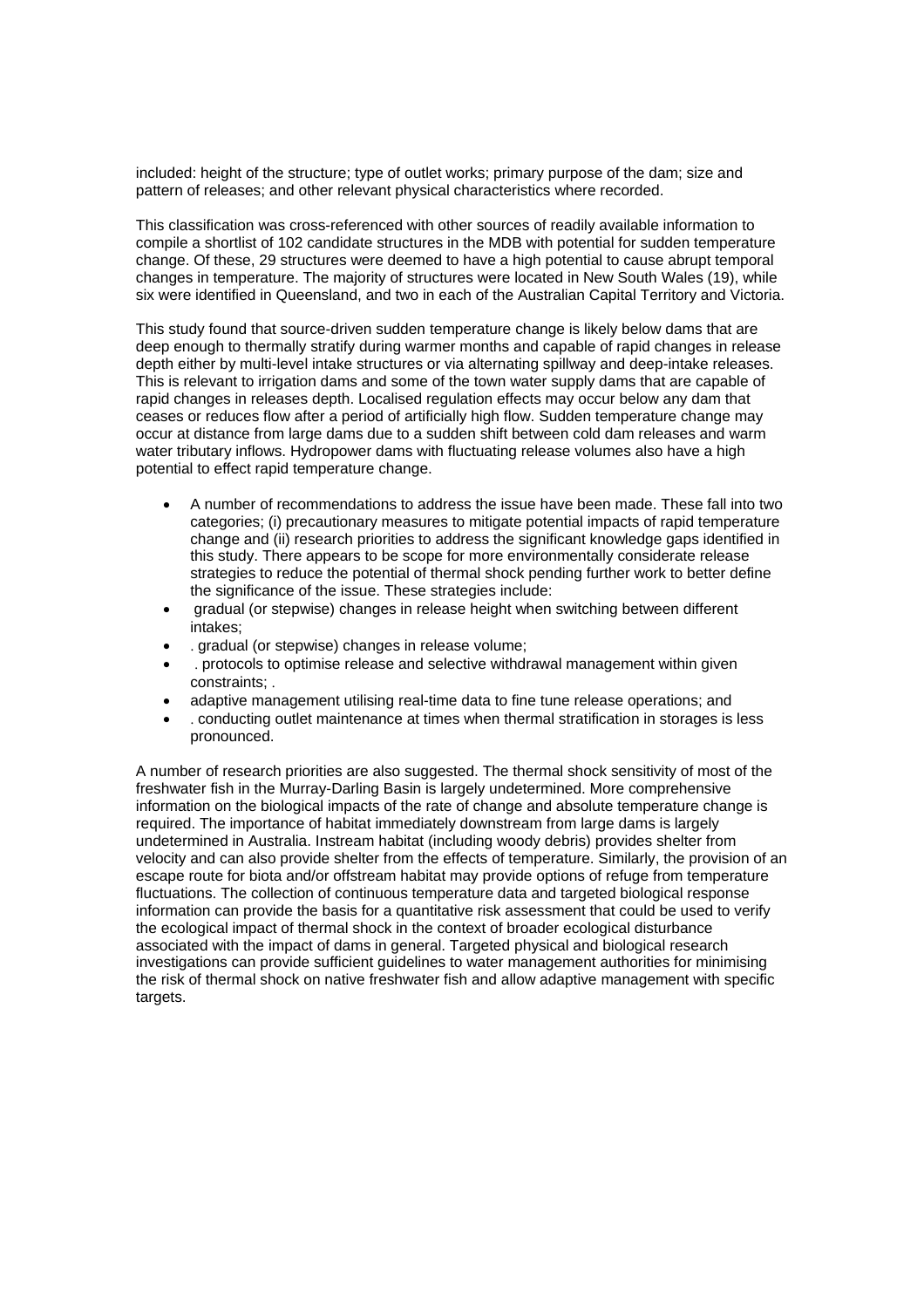included: height of the structure; type of outlet works; primary purpose of the dam; size and pattern of releases; and other relevant physical characteristics where recorded.

This classification was cross-referenced with other sources of readily available information to compile a shortlist of 102 candidate structures in the MDB with potential for sudden temperature change. Of these, 29 structures were deemed to have a high potential to cause abrupt temporal changes in temperature. The majority of structures were located in New South Wales (19), while six were identified in Queensland, and two in each of the Australian Capital Territory and Victoria.

This study found that source-driven sudden temperature change is likely below dams that are deep enough to thermally stratify during warmer months and capable of rapid changes in release depth either by multi-level intake structures or via alternating spillway and deep-intake releases. This is relevant to irrigation dams and some of the town water supply dams that are capable of rapid changes in releases depth. Localised regulation effects may occur below any dam that ceases or reduces flow after a period of artificially high flow. Sudden temperature change may occur at distance from large dams due to a sudden shift between cold dam releases and warm water tributary inflows. Hydropower dams with fluctuating release volumes also have a high potential to effect rapid temperature change.

- A number of recommendations to address the issue have been made. These fall into two categories; (i) precautionary measures to mitigate potential impacts of rapid temperature change and (ii) research priorities to address the significant knowledge gaps identified in this study. There appears to be scope for more environmentally considerate release strategies to reduce the potential of thermal shock pending further work to better define the significance of the issue. These strategies include:
- gradual (or stepwise) changes in release height when switching between different intakes;
- . gradual (or stepwise) changes in release volume;
- . protocols to optimise release and selective withdrawal management within given constraints; .
- adaptive management utilising real-time data to fine tune release operations; and
- . conducting outlet maintenance at times when thermal stratification in storages is less pronounced.

A number of research priorities are also suggested. The thermal shock sensitivity of most of the freshwater fish in the Murray-Darling Basin is largely undetermined. More comprehensive information on the biological impacts of the rate of change and absolute temperature change is required. The importance of habitat immediately downstream from large dams is largely undetermined in Australia. Instream habitat (including woody debris) provides shelter from velocity and can also provide shelter from the effects of temperature. Similarly, the provision of an escape route for biota and/or offstream habitat may provide options of refuge from temperature fluctuations. The collection of continuous temperature data and targeted biological response information can provide the basis for a quantitative risk assessment that could be used to verify the ecological impact of thermal shock in the context of broader ecological disturbance associated with the impact of dams in general. Targeted physical and biological research investigations can provide sufficient guidelines to water management authorities for minimising the risk of thermal shock on native freshwater fish and allow adaptive management with specific targets.